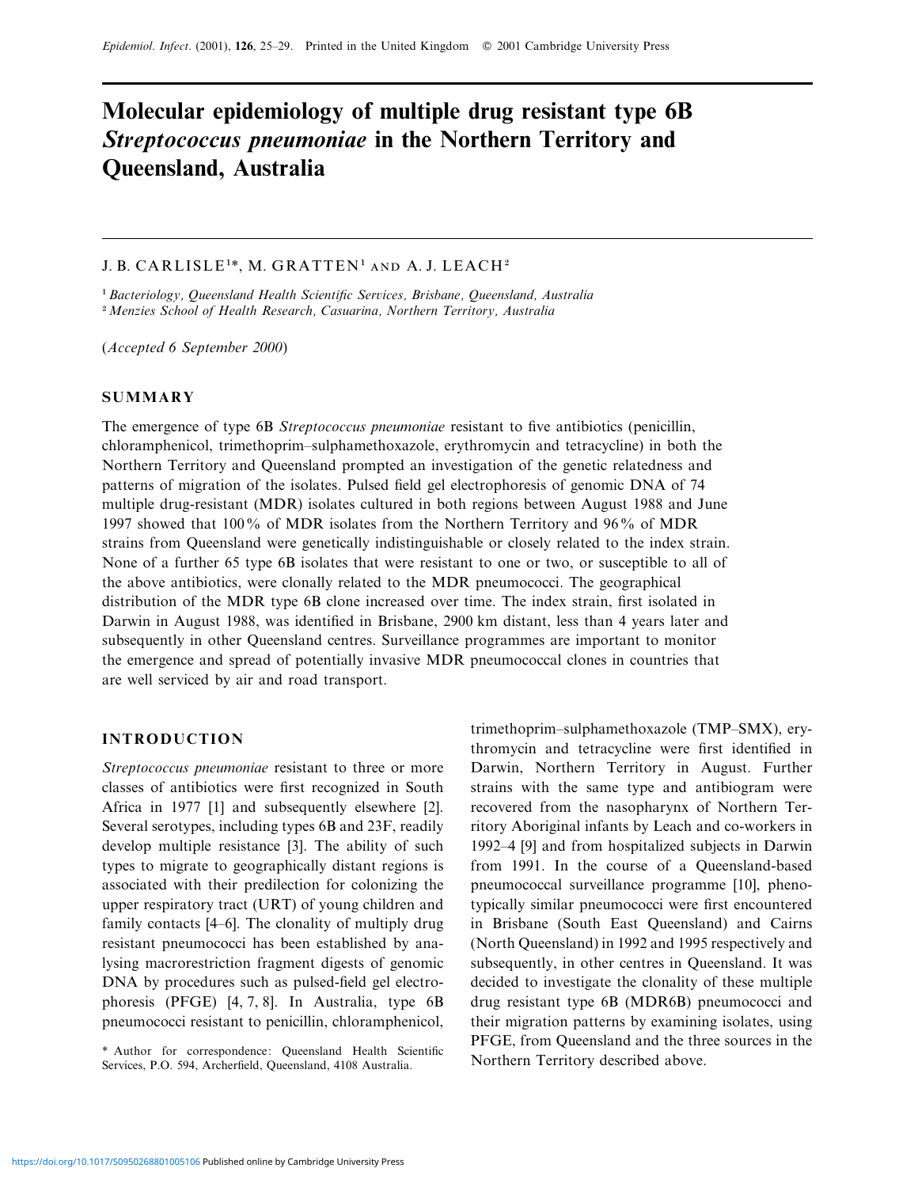# Molecular epidemiology of multiple drug resistant type 6B *Streptococcus pneumoniae* in the Northern Territory and Queensland, Australia

J. B. CARLISLE[1]*, M. GRATTEN[1] AND A. J. LEACH[2]

[1] *Bacteriology, Queensland Health Scientific Services, Brisbane, Queensland, Australia*
[2] *Menzies School of Health Research, Casuarina, Northern Territory, Australia*

(*Accepted 6 September 2000*)

## SUMMARY

The emergence of type 6B *Streptococcus pneumoniae* resistant to five antibiotics (penicillin, chloramphenicol, trimethoprim–sulphamethoxazole, erythromycin and tetracycline) in both the Northern Territory and Queensland prompted an investigation of the genetic relatedness and patterns of migration of the isolates. Pulsed field gel electrophoresis of genomic DNA of 74 multiple drug-resistant (MDR) isolates cultured in both regions between August 1988 and June 1997 showed that 100% of MDR isolates from the Northern Territory and 96% of MDR strains from Queensland were genetically indistinguishable or closely related to the index strain. None of a further 65 type 6B isolates that were resistant to one or two, or susceptible to all of the above antibiotics, were clonally related to the MDR pneumococci. The geographical distribution of the MDR type 6B clone increased over time. The index strain, first isolated in Darwin in August 1988, was identified in Brisbane, 2900 km distant, less than 4 years later and subsequently in other Queensland centres. Surveillance programmes are important to monitor the emergence and spread of potentially invasive MDR pneumococcal clones in countries that are well serviced by air and road transport.

## INTRODUCTION

*Streptococcus pneumoniae* resistant to three or more classes of antibiotics were first recognized in South Africa in 1977 [1] and subsequently elsewhere [2]. Several serotypes, including types 6B and 23F, readily develop multiple resistance [3]. The ability of such types to migrate to geographically distant regions is associated with their predilection for colonizing the upper respiratory tract (URT) of young children and family contacts [4–6]. The clonality of multiply drug resistant pneumococci has been established by analysing macrorestriction fragment digests of genomic DNA by procedures such as pulsed-field gel electrophoresis (PFGE) [4, 7, 8]. In Australia, type 6B pneumococci resistant to penicillin, chloramphenicol, trimethoprim–sulphamethoxazole (TMP–SMX), erythromycin and tetracycline were first identified in Darwin, Northern Territory in August. Further strains with the same type and antibiogram were recovered from the nasopharynx of Northern Territory Aboriginal infants by Leach and co-workers in 1992–4 [9] and from hospitalized subjects in Darwin from 1991. In the course of a Queensland-based pneumococcal surveillance programme [10], phenotypically similar pneumococci were first encountered in Brisbane (South East Queensland) and Cairns (North Queensland) in 1992 and 1995 respectively and subsequently, in other centres in Queensland. It was decided to investigate the clonality of these multiple drug resistant type 6B (MDR6B) pneumococci and their migration patterns by examining isolates, using PFGE, from Queensland and the three sources in the Northern Territory described above.

\* Author for correspondence: Queensland Health Scientific Services, P.O. 594, Archerfield, Queensland, 4108 Australia.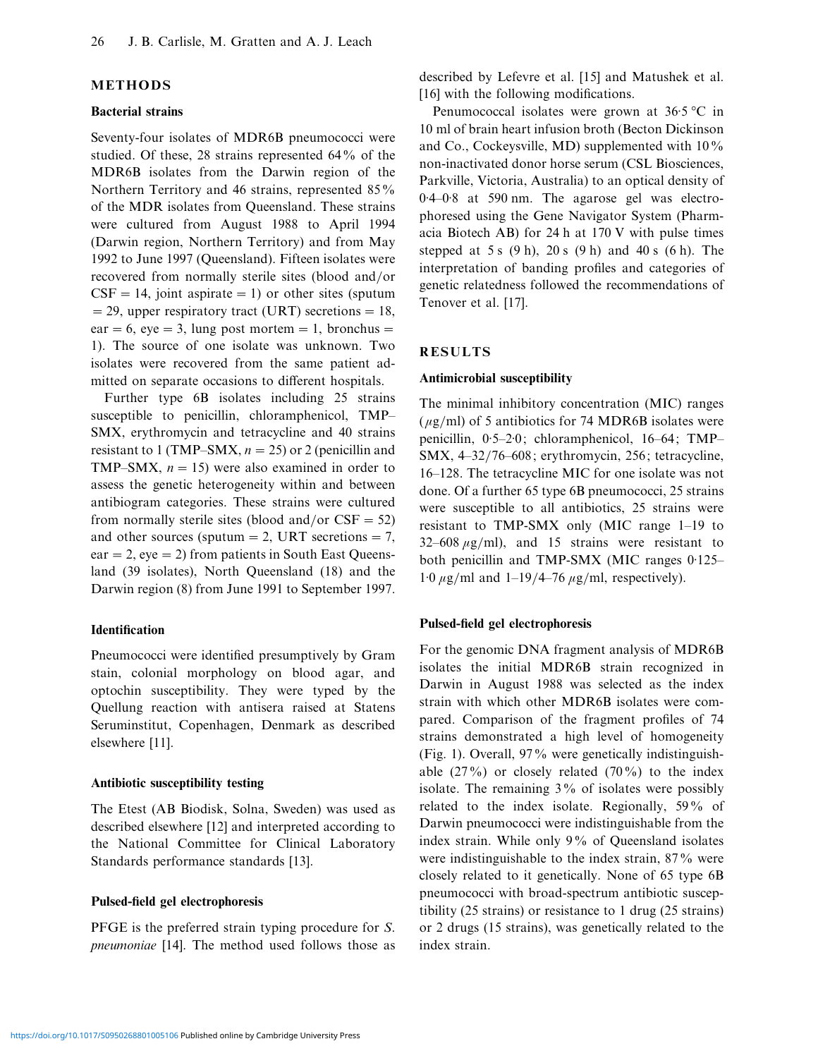## METHODS

### Bacterial strains

Seventy-four isolates of MDR6B pneumococci were studied. Of these, 28 strains represented 64% of the MDR6B isolates from the Darwin region of the Northern Territory and 46 strains, represented 85% of the MDR isolates from Queensland. These strains were cultured from August 1988 to April 1994 (Darwin region, Northern Territory) and from May 1992 to June 1997 (Queensland). Fifteen isolates were recovered from normally sterile sites (blood and/or CSF = 14, joint aspirate = 1) or other sites (sputum = 29, upper respiratory tract (URT) secretions = 18, ear = 6, eye = 3, lung post mortem = 1, bronchus = 1). The source of one isolate was unknown. Two isolates were recovered from the same patient admitted on separate occasions to different hospitals.

Further type 6B isolates including 25 strains susceptible to penicillin, chloramphenicol, TMP–SMX, erythromycin and tetracycline and 40 strains resistant to 1 (TMP–SMX, $n = 25$) or 2 (penicillin and TMP–SMX, $n = 15$) were also examined in order to assess the genetic heterogeneity within and between antibiogram categories. These strains were cultured from normally sterile sites (blood and/or CSF = 52) and other sources (sputum = 2, URT secretions = 7, ear = 2, eye = 2) from patients in South East Queensland (39 isolates), North Queensland (18) and the Darwin region (8) from June 1991 to September 1997.

### Identification

Pneumococci were identified presumptively by Gram stain, colonial morphology on blood agar, and optochin susceptibility. They were typed by the Quellung reaction with antisera raised at Statens Seruminstitut, Copenhagen, Denmark as described elsewhere [11].

### Antibiotic susceptibility testing

The Etest (AB Biodisk, Solna, Sweden) was used as described elsewhere [12] and interpreted according to the National Committee for Clinical Laboratory Standards performance standards [13].

### Pulsed-field gel electrophoresis

PFGE is the preferred strain typing procedure for *S. pneumoniae* [14]. The method used follows those as described by Lefevre et al. [15] and Matushek et al. [16] with the following modifications.

Penumococcal isolates were grown at 36·5 °C in 10 ml of brain heart infusion broth (Becton Dickinson and Co., Cockeysville, MD) supplemented with 10% non-inactivated donor horse serum (CSL Biosciences, Parkville, Victoria, Australia) to an optical density of 0·4–0·8 at 590 nm. The agarose gel was electrophoresed using the Gene Navigator System (Pharmacia Biotech AB) for 24 h at 170 V with pulse times stepped at 5 s (9 h), 20 s (9 h) and 40 s (6 h). The interpretation of banding profiles and categories of genetic relatedness followed the recommendations of Tenover et al. [17].

## RESULTS

### Antimicrobial susceptibility

The minimal inhibitory concentration (MIC) ranges ($\mu$g/ml) of 5 antibiotics for 74 MDR6B isolates were penicillin, 0·5–2·0; chloramphenicol, 16–64; TMP–SMX, 4–32/76–608; erythromycin, 256; tetracycline, 16–128. The tetracycline MIC for one isolate was not done. Of a further 65 type 6B pneumococci, 25 strains were susceptible to all antibiotics, 25 strains were resistant to TMP-SMX only (MIC range 1–19 to 32–608 $\mu$g/ml), and 15 strains were resistant to both penicillin and TMP-SMX (MIC ranges 0·125–1·0 $\mu$g/ml and 1–19/4–76 $\mu$g/ml, respectively).

### Pulsed-field gel electrophoresis

For the genomic DNA fragment analysis of MDR6B isolates the initial MDR6B strain recognized in Darwin in August 1988 was selected as the index strain with which other MDR6B isolates were compared. Comparison of the fragment profiles of 74 strains demonstrated a high level of homogeneity (Fig. 1). Overall, 97% were genetically indistinguishable (27%) or closely related (70%) to the index isolate. The remaining 3% of isolates were possibly related to the index isolate. Regionally, 59% of Darwin pneumococci were indistinguishable from the index strain. While only 9% of Queensland isolates were indistinguishable to the index strain, 87% were closely related to it genetically. None of 65 type 6B pneumococci with broad-spectrum antibiotic susceptibility (25 strains) or resistance to 1 drug (25 strains) or 2 drugs (15 strains), was genetically related to the index strain.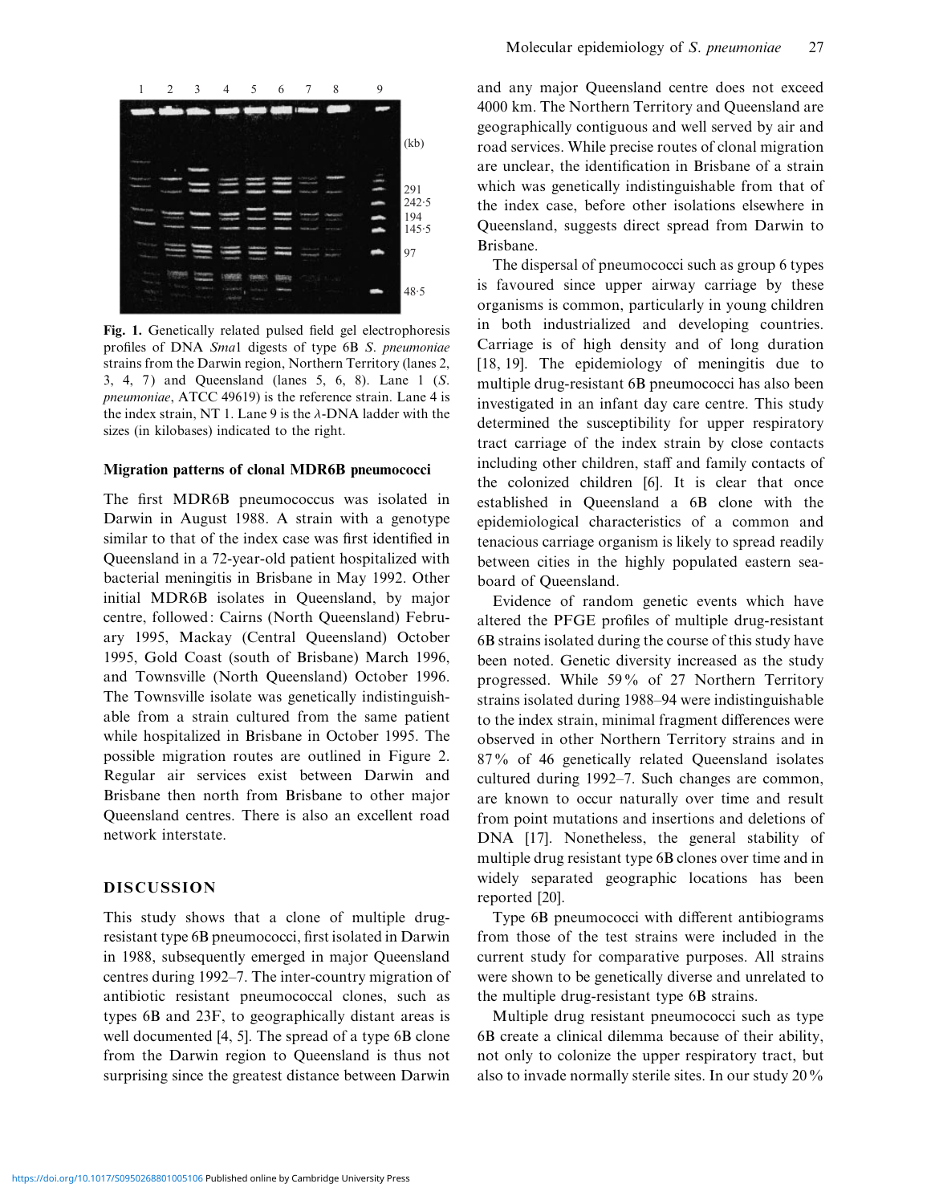Fig. 1. Genetically related pulsed field gel electrophoresis profiles of DNA *Sma*1 digests of type 6B *S. pneumoniae* strains from the Darwin region, Northern Territory (lanes 2, 3, 4, 7) and Queensland (lanes 5, 6, 8). Lane 1 (*S. pneumoniae*, ATCC 49619) is the reference strain. Lane 4 is the index strain, NT 1. Lane 9 is the λ-DNA ladder with the sizes (in kilobases) indicated to the right.

### Migration patterns of clonal MDR6B pneumococci

The first MDR6B pneumococcus was isolated in Darwin in August 1988. A strain with a genotype similar to that of the index case was first identified in Queensland in a 72-year-old patient hospitalized with bacterial meningitis in Brisbane in May 1992. Other initial MDR6B isolates in Queensland, by major centre, followed: Cairns (North Queensland) February 1995, Mackay (Central Queensland) October 1995, Gold Coast (south of Brisbane) March 1996, and Townsville (North Queensland) October 1996. The Townsville isolate was genetically indistinguishable from a strain cultured from the same patient while hospitalized in Brisbane in October 1995. The possible migration routes are outlined in Figure 2. Regular air services exist between Darwin and Brisbane then north from Brisbane to other major Queensland centres. There is also an excellent road network interstate.

## DISCUSSION

This study shows that a clone of multiple drug-resistant type 6B pneumococci, first isolated in Darwin in 1988, subsequently emerged in major Queensland centres during 1992–7. The inter-country migration of antibiotic resistant pneumococcal clones, such as types 6B and 23F, to geographically distant areas is well documented [4, 5]. The spread of a type 6B clone from the Darwin region to Queensland is thus not surprising since the greatest distance between Darwin and any major Queensland centre does not exceed 4000 km. The Northern Territory and Queensland are geographically contiguous and well served by air and road services. While precise routes of clonal migration are unclear, the identification in Brisbane of a strain which was genetically indistinguishable from that of the index case, before other isolations elsewhere in Queensland, suggests direct spread from Darwin to Brisbane.

The dispersal of pneumococci such as group 6 types is favoured since upper airway carriage by these organisms is common, particularly in young children in both industrialized and developing countries. Carriage is of high density and of long duration [18, 19]. The epidemiology of meningitis due to multiple drug-resistant 6B pneumococci has also been investigated in an infant day care centre. This study determined the susceptibility for upper respiratory tract carriage of the index strain by close contacts including other children, staff and family contacts of the colonized children [6]. It is clear that once established in Queensland a 6B clone with the epidemiological characteristics of a common and tenacious carriage organism is likely to spread readily between cities in the highly populated eastern seaboard of Queensland.

Evidence of random genetic events which have altered the PFGE profiles of multiple drug-resistant 6B strains isolated during the course of this study have been noted. Genetic diversity increased as the study progressed. While 59% of 27 Northern Territory strains isolated during 1988–94 were indistinguishable to the index strain, minimal fragment differences were observed in other Northern Territory strains and in 87% of 46 genetically related Queensland isolates cultured during 1992–7. Such changes are common, are known to occur naturally over time and result from point mutations and insertions and deletions of DNA [17]. Nonetheless, the general stability of multiple drug resistant type 6B clones over time and in widely separated geographic locations has been reported [20].

Type 6B pneumococci with different antibiograms from those of the test strains were included in the current study for comparative purposes. All strains were shown to be genetically diverse and unrelated to the multiple drug-resistant type 6B strains.

Multiple drug resistant pneumococci such as type 6B create a clinical dilemma because of their ability, not only to colonize the upper respiratory tract, but also to invade normally sterile sites. In our study 20%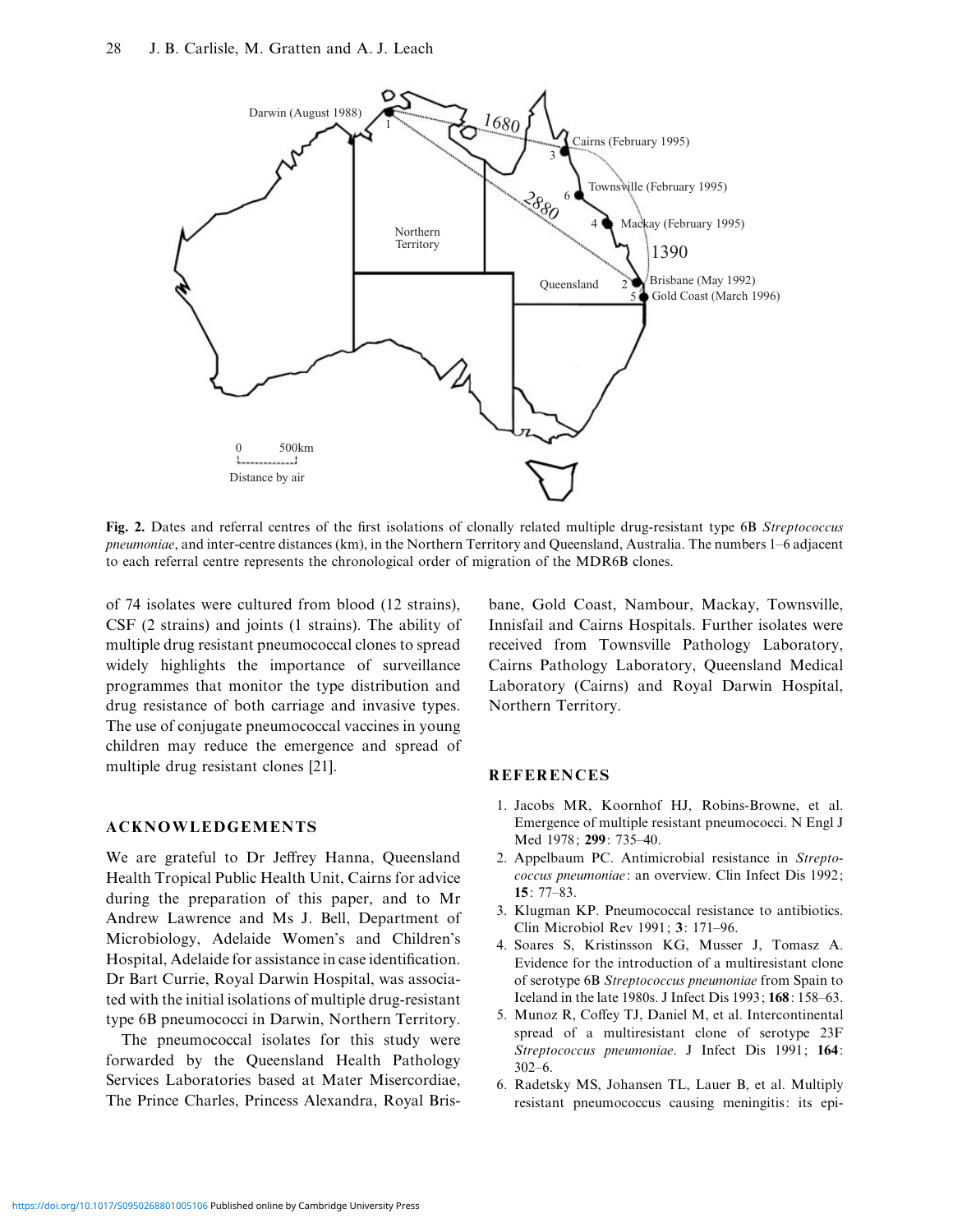**Fig. 2.** Dates and referral centres of the first isolations of clonally related multiple drug-resistant type 6B *Streptococcus pneumoniae*, and inter-centre distances (km), in the Northern Territory and Queensland, Australia. The numbers 1–6 adjacent to each referral centre represents the chronological order of migration of the MDR6B clones.

of 74 isolates were cultured from blood (12 strains), CSF (2 strains) and joints (1 strains). The ability of multiple drug resistant pneumococcal clones to spread widely highlights the importance of surveillance programmes that monitor the type distribution and drug resistance of both carriage and invasive types. The use of conjugate pneumococcal vaccines in young children may reduce the emergence and spread of multiple drug resistant clones [21].

## ACKNOWLEDGEMENTS

We are grateful to Dr Jeffrey Hanna, Queensland Health Tropical Public Health Unit, Cairns for advice during the preparation of this paper, and to Mr Andrew Lawrence and Ms J. Bell, Department of Microbiology, Adelaide Women's and Children's Hospital, Adelaide for assistance in case identification. Dr Bart Currie, Royal Darwin Hospital, was associated with the initial isolations of multiple drug-resistant type 6B pneumococci in Darwin, Northern Territory.

The pneumococcal isolates for this study were forwarded by the Queensland Health Pathology Services Laboratories based at Mater Misercordiae, The Prince Charles, Princess Alexandra, Royal Brisbane, Gold Coast, Nambour, Mackay, Townsville, Innisfail and Cairns Hospitals. Further isolates were received from Townsville Pathology Laboratory, Cairns Pathology Laboratory, Queensland Medical Laboratory (Cairns) and Royal Darwin Hospital, Northern Territory.

## REFERENCES

1. Jacobs MR, Koornhof HJ, Robins-Browne, et al. Emergence of multiple resistant pneumococci. N Engl J Med 1978; **299**: 735–40.
2. Appelbaum PC. Antimicrobial resistance in *Streptococcus pneumoniae*: an overview. Clin Infect Dis 1992; **15**: 77–83.
3. Klugman KP. Pneumococcal resistance to antibiotics. Clin Microbiol Rev 1991; **3**: 171–96.
4. Soares S, Kristinsson KG, Musser J, Tomasz A. Evidence for the introduction of a multiresistant clone of serotype 6B *Streptococcus pneumoniae* from Spain to Iceland in the late 1980s. J Infect Dis 1993; **168**: 158–63.
5. Munoz R, Coffey TJ, Daniel M, et al. Intercontinental spread of a multiresistant clone of serotype 23F *Streptococcus pneumoniae*. J Infect Dis 1991; **164**: 302–6.
6. Radetsky MS, Johansen TL, Lauer B, et al. Multiply resistant pneumococcus causing meningitis: its epi-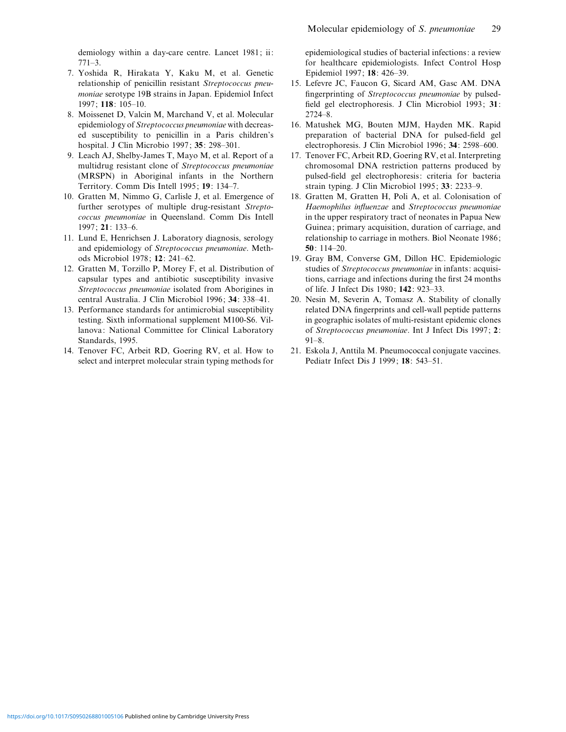demiology within a day-care centre. Lancet 1981; ii: 771–3.

7. Yoshida R, Hirakata Y, Kaku M, et al. Genetic relationship of penicillin resistant *Streptococcus pneumoniae* serotype 19B strains in Japan. Epidemiol Infect 1997; **118**: 105–10.
8. Moissenet D, Valcin M, Marchand V, et al. Molecular epidemiology of *Streptococcus pneumoniae* with decreased susceptibility to penicillin in a Paris children's hospital. J Clin Microbio 1997; **35**: 298–301.
9. Leach AJ, Shelby-James T, Mayo M, et al. Report of a multidrug resistant clone of *Streptococcus pneumoniae* (MRSPN) in Aboriginal infants in the Northern Territory. Comm Dis Intell 1995; **19**: 134–7.
10. Gratten M, Nimmo G, Carlisle J, et al. Emergence of further serotypes of multiple drug-resistant *Streptococcus pneumoniae* in Queensland. Comm Dis Intell 1997; **21**: 133–6.
11. Lund E, Henrichsen J. Laboratory diagnosis, serology and epidemiology of *Streptococcus pneumoniae*. Methods Microbiol 1978; **12**: 241–62.
12. Gratten M, Torzillo P, Morey F, et al. Distribution of capsular types and antibiotic susceptibility invasive *Streptococcus pneumoniae* isolated from Aborigines in central Australia. J Clin Microbiol 1996; **34**: 338–41.
13. Performance standards for antimicrobial susceptibility testing. Sixth informational supplement M100-S6. Villanova: National Committee for Clinical Laboratory Standards, 1995.
14. Tenover FC, Arbeit RD, Goering RV, et al. How to select and interpret molecular strain typing methods for epidemiological studies of bacterial infections: a review for healthcare epidemiologists. Infect Control Hosp Epidemiol 1997; **18**: 426–39.
15. Lefevre JC, Faucon G, Sicard AM, Gasc AM. DNA fingerprinting of *Streptococcus pneumoniae* by pulsed-field gel electrophoresis. J Clin Microbiol 1993; **31**: 2724–8.
16. Matushek MG, Bouten MJM, Hayden MK. Rapid preparation of bacterial DNA for pulsed-field gel electrophoresis. J Clin Microbiol 1996; **34**: 2598–600.
17. Tenover FC, Arbeit RD, Goering RV, et al. Interpreting chromosomal DNA restriction patterns produced by pulsed-field gel electrophoresis: criteria for bacteria strain typing. J Clin Microbiol 1995; **33**: 2233–9.
18. Gratten M, Gratten H, Poli A, et al. Colonisation of *Haemophilus influenzae* and *Streptococcus pneumoniae* in the upper respiratory tract of neonates in Papua New Guinea; primary acquisition, duration of carriage, and relationship to carriage in mothers. Biol Neonate 1986; **50**: 114–20.
19. Gray BM, Converse GM, Dillon HC. Epidemiologic studies of *Streptococcus pneumoniae* in infants: acquisitions, carriage and infections during the first 24 months of life. J Infect Dis 1980; **142**: 923–33.
20. Nesin M, Severin A, Tomasz A. Stability of clonally related DNA fingerprints and cell-wall peptide patterns in geographic isolates of multi-resistant epidemic clones of *Streptococcus pneumoniae*. Int J Infect Dis 1997; **2**: 91–8.
21. Eskola J, Anttila M. Pneumococcal conjugate vaccines. Pediatr Infect Dis J 1999; **18**: 543–51.